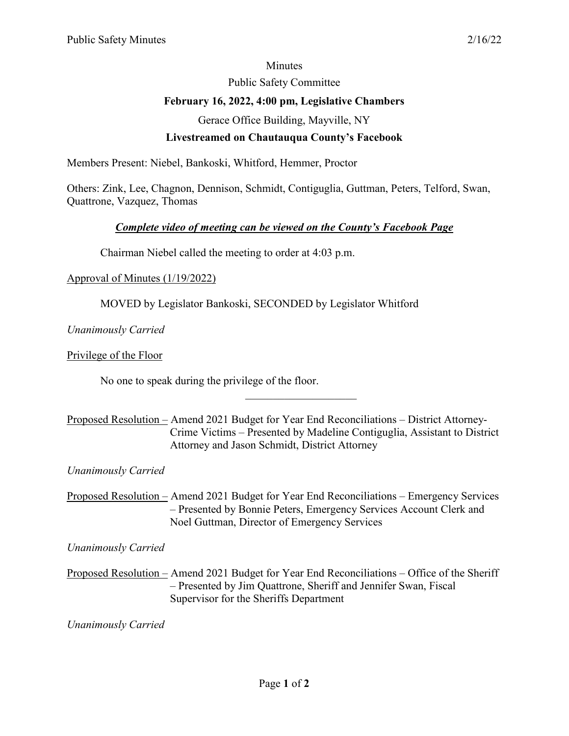Minutes

Public Safety Committee

**February 16, 2022, 4:00 pm, Legislative Chambers**

Gerace Office Building, Mayville, NY

**Livestreamed on Chautauqua County's Facebook**

Members Present: Niebel, Bankoski, Whitford, Hemmer, Proctor

Others: Zink, Lee, Chagnon, Dennison, Schmidt, Contiguglia, Guttman, Peters, Telford, Swan, Quattrone, Vazquez, Thomas

***Complete video of meeting can be viewed on the County's Facebook Page***

Chairman Niebel called the meeting to order at 4:03 p.m.

Approval of Minutes (1/19/2022)

MOVED by Legislator Bankoski, SECONDED by Legislator Whitford

*Unanimously Carried*

Privilege of the Floor

No one to speak during the privilege of the floor.

---

Proposed Resolution – Amend 2021 Budget for Year End Reconciliations – District Attorney-Crime Victims – Presented by Madeline Contiguglia, Assistant to District Attorney and Jason Schmidt, District Attorney

*Unanimously Carried*

Proposed Resolution – Amend 2021 Budget for Year End Reconciliations – Emergency Services – Presented by Bonnie Peters, Emergency Services Account Clerk and Noel Guttman, Director of Emergency Services

*Unanimously Carried*

Proposed Resolution – Amend 2021 Budget for Year End Reconciliations – Office of the Sheriff – Presented by Jim Quattrone, Sheriff and Jennifer Swan, Fiscal Supervisor for the Sheriffs Department

*Unanimously Carried*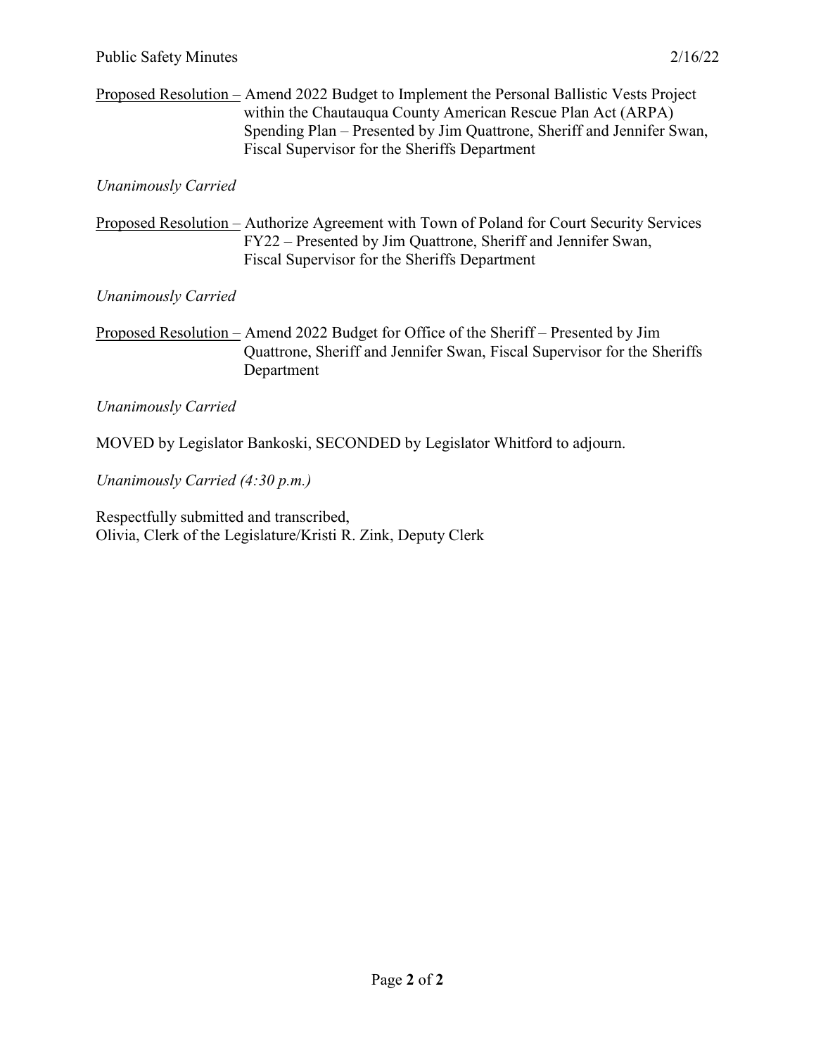Proposed Resolution – Amend 2022 Budget to Implement the Personal Ballistic Vests Project within the Chautauqua County American Rescue Plan Act (ARPA) Spending Plan – Presented by Jim Quattrone, Sheriff and Jennifer Swan, Fiscal Supervisor for the Sheriffs Department

*Unanimously Carried*

Proposed Resolution – Authorize Agreement with Town of Poland for Court Security Services FY22 – Presented by Jim Quattrone, Sheriff and Jennifer Swan, Fiscal Supervisor for the Sheriffs Department

*Unanimously Carried*

Proposed Resolution – Amend 2022 Budget for Office of the Sheriff – Presented by Jim Quattrone, Sheriff and Jennifer Swan, Fiscal Supervisor for the Sheriffs Department

*Unanimously Carried*

MOVED by Legislator Bankoski, SECONDED by Legislator Whitford to adjourn.

*Unanimously Carried (4:30 p.m.)*

Respectfully submitted and transcribed,
Olivia, Clerk of the Legislature/Kristi R. Zink, Deputy Clerk